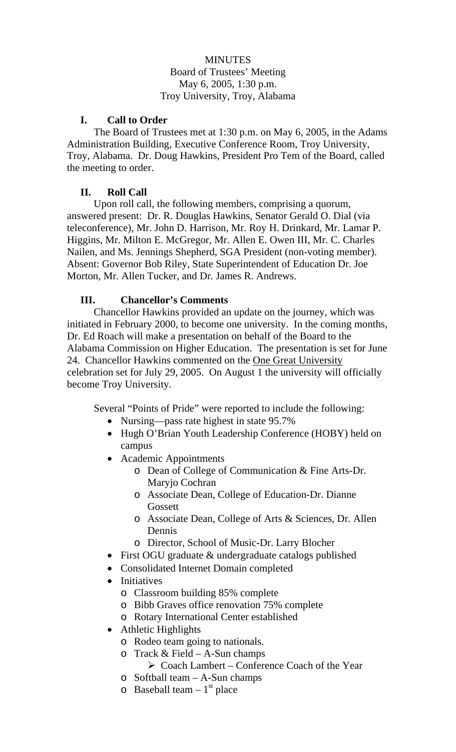# MINUTES

Board of Trustees' Meeting
May 6, 2005, 1:30 p.m.
Troy University, Troy, Alabama

## I. Call to Order

The Board of Trustees met at 1:30 p.m. on May 6, 2005, in the Adams Administration Building, Executive Conference Room, Troy University, Troy, Alabama. Dr. Doug Hawkins, President Pro Tem of the Board, called the meeting to order.

## II. Roll Call

Upon roll call, the following members, comprising a quorum, answered present: Dr. R. Douglas Hawkins, Senator Gerald O. Dial (via teleconference), Mr. John D. Harrison, Mr. Roy H. Drinkard, Mr. Lamar P. Higgins, Mr. Milton E. McGregor, Mr. Allen E. Owen III, Mr. C. Charles Nailen, and Ms. Jennings Shepherd, SGA President (non-voting member). Absent: Governor Bob Riley, State Superintendent of Education Dr. Joe Morton, Mr. Allen Tucker, and Dr. James R. Andrews.

## III. Chancellor's Comments

Chancellor Hawkins provided an update on the journey, which was initiated in February 2000, to become one university. In the coming months, Dr. Ed Roach will make a presentation on behalf of the Board to the Alabama Commission on Higher Education. The presentation is set for June 24. Chancellor Hawkins commented on the <u>One Great University</u> celebration set for July 29, 2005. On August 1 the university will officially become Troy University.

Several "Points of Pride" were reported to include the following:

- Nursing—pass rate highest in state 95.7%
- Hugh O'Brian Youth Leadership Conference (HOBY) held on campus
- Academic Appointments
  - Dean of College of Communication & Fine Arts-Dr. Maryjo Cochran
  - Associate Dean, College of Education-Dr. Dianne Gossett
  - Associate Dean, College of Arts & Sciences, Dr. Allen Dennis
  - Director, School of Music-Dr. Larry Blocher
- First OGU graduate & undergraduate catalogs published
- Consolidated Internet Domain completed
- Initiatives
  - Classroom building 85% complete
  - Bibb Graves office renovation 75% complete
  - Rotary International Center established
- Athletic Highlights
  - Rodeo team going to nationals.
  - Track & Field – A-Sun champs
    - Coach Lambert – Conference Coach of the Year
  - Softball team – A-Sun champs
  - Baseball team – 1st place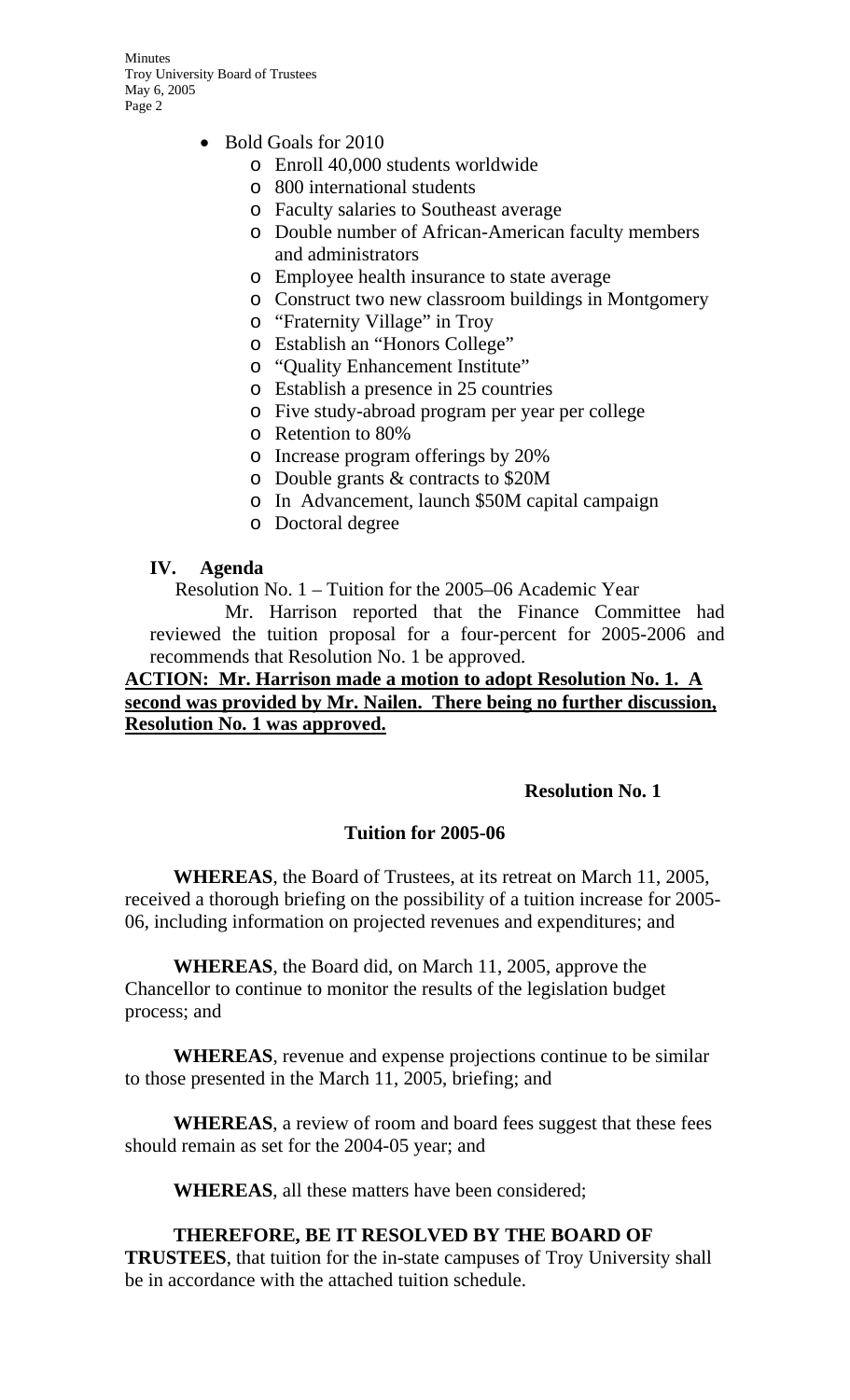- Bold Goals for 2010
  - Enroll 40,000 students worldwide
  - 800 international students
  - Faculty salaries to Southeast average
  - Double number of African-American faculty members and administrators
  - Employee health insurance to state average
  - Construct two new classroom buildings in Montgomery
  - "Fraternity Village" in Troy
  - Establish an "Honors College"
  - "Quality Enhancement Institute"
  - Establish a presence in 25 countries
  - Five study-abroad program per year per college
  - Retention to 80%
  - Increase program offerings by 20%
  - Double grants & contracts to $20M
  - In Advancement, launch $50M capital campaign
  - Doctoral degree

## IV. Agenda

Resolution No. 1 – Tuition for the 2005–06 Academic Year

Mr. Harrison reported that the Finance Committee had reviewed the tuition proposal for a four-percent for 2005-2006 and recommends that Resolution No. 1 be approved.

**ACTION: Mr. Harrison made a motion to adopt Resolution No. 1. A second was provided by Mr. Nailen. There being no further discussion, Resolution No. 1 was approved.**

**Resolution No. 1**

**Tuition for 2005-06**

**WHEREAS**, the Board of Trustees, at its retreat on March 11, 2005, received a thorough briefing on the possibility of a tuition increase for 2005-06, including information on projected revenues and expenditures; and

**WHEREAS**, the Board did, on March 11, 2005, approve the Chancellor to continue to monitor the results of the legislation budget process; and

**WHEREAS**, revenue and expense projections continue to be similar to those presented in the March 11, 2005, briefing; and

**WHEREAS**, a review of room and board fees suggest that these fees should remain as set for the 2004-05 year; and

**WHEREAS**, all these matters have been considered;

**THEREFORE, BE IT RESOLVED BY THE BOARD OF TRUSTEES**, that tuition for the in-state campuses of Troy University shall be in accordance with the attached tuition schedule.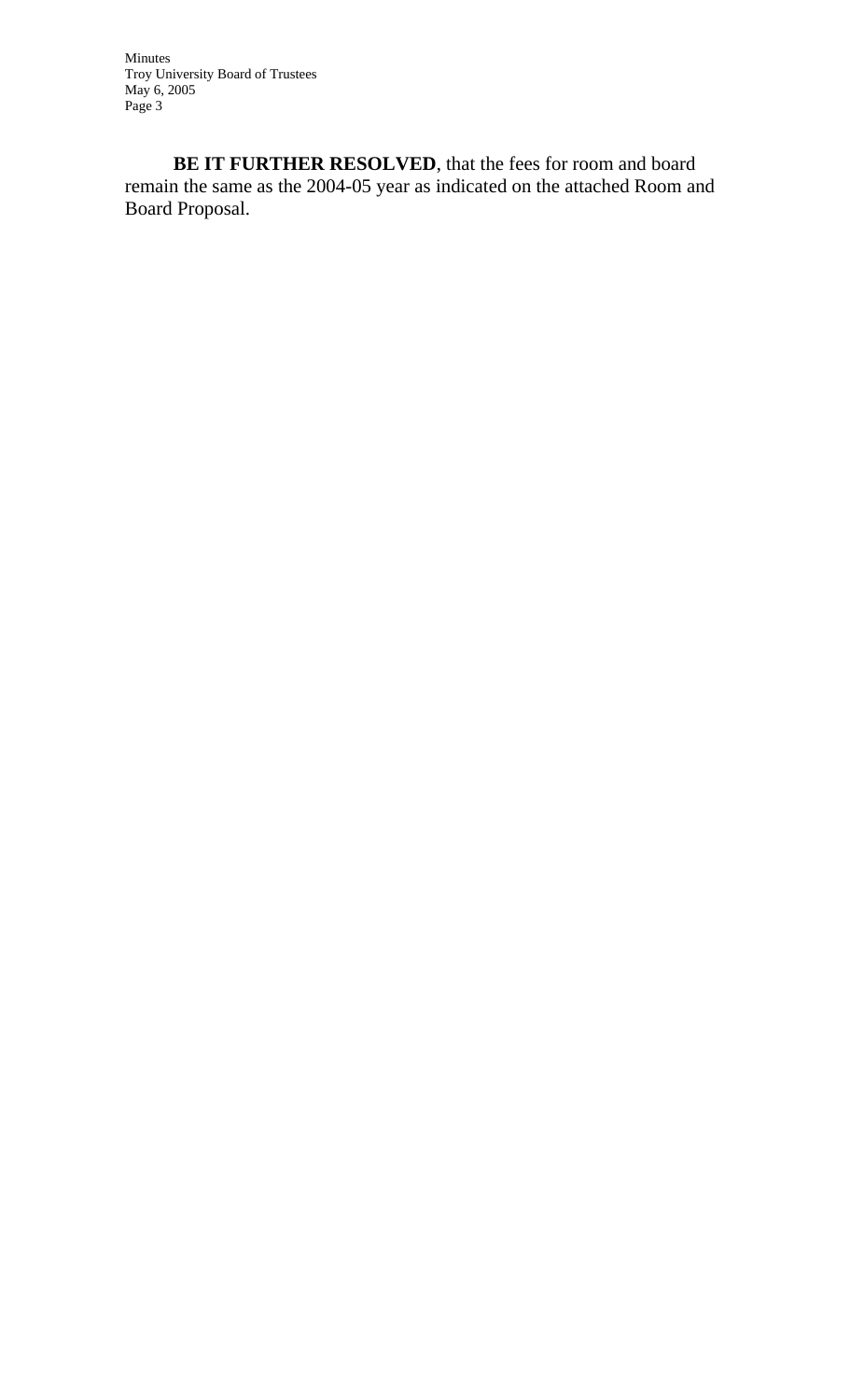**BE IT FURTHER RESOLVED**, that the fees for room and board remain the same as the 2004-05 year as indicated on the attached Room and Board Proposal.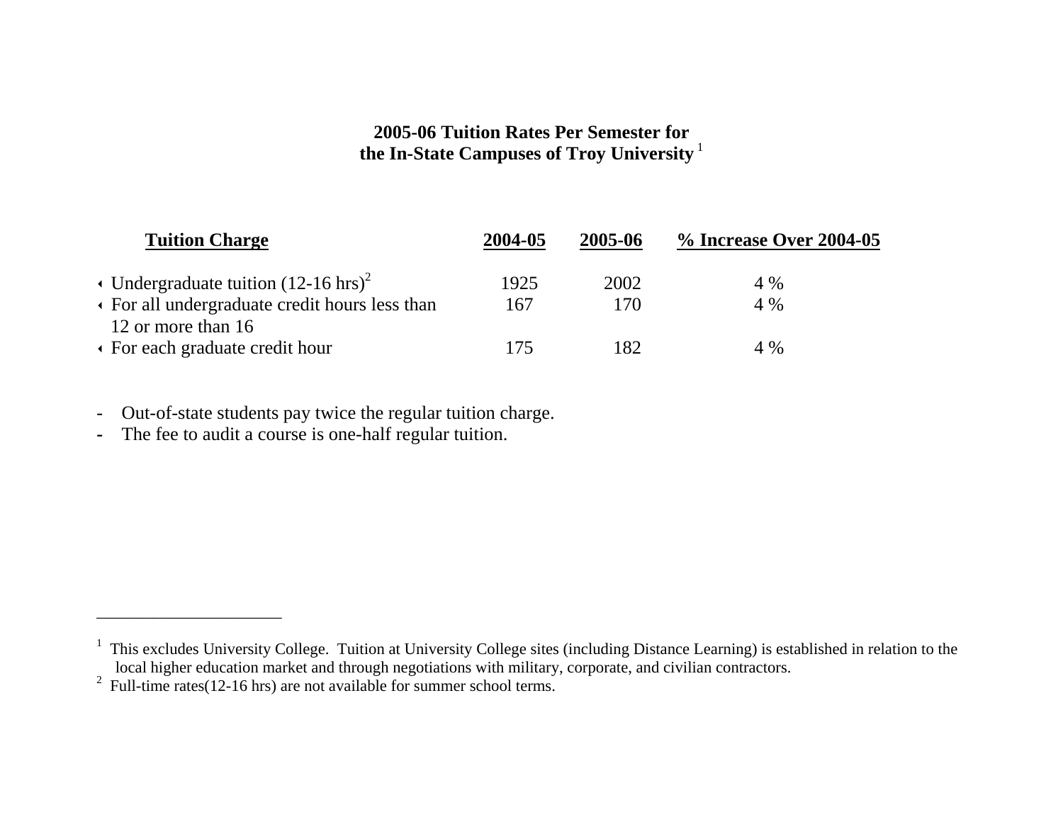## 2005-06 Tuition Rates Per Semester for the In-State Campuses of Troy University [1]

| Tuition Charge | 2004-05 | 2005-06 | % Increase Over 2004-05 |
|---|---|---|---|
| Undergraduate tuition (12-16 hrs)[2] | 1925 | 2002 | 4 % |
| For all undergraduate credit hours less than 12 or more than 16 | 167 | 170 | 4 % |
| For each graduate credit hour | 175 | 182 | 4 % |

- Out-of-state students pay twice the regular tuition charge.
- The fee to audit a course is one-half regular tuition.

---

[1] This excludes University College. Tuition at University College sites (including Distance Learning) is established in relation to the local higher education market and through negotiations with military, corporate, and civilian contractors.

[2] Full-time rates(12-16 hrs) are not available for summer school terms.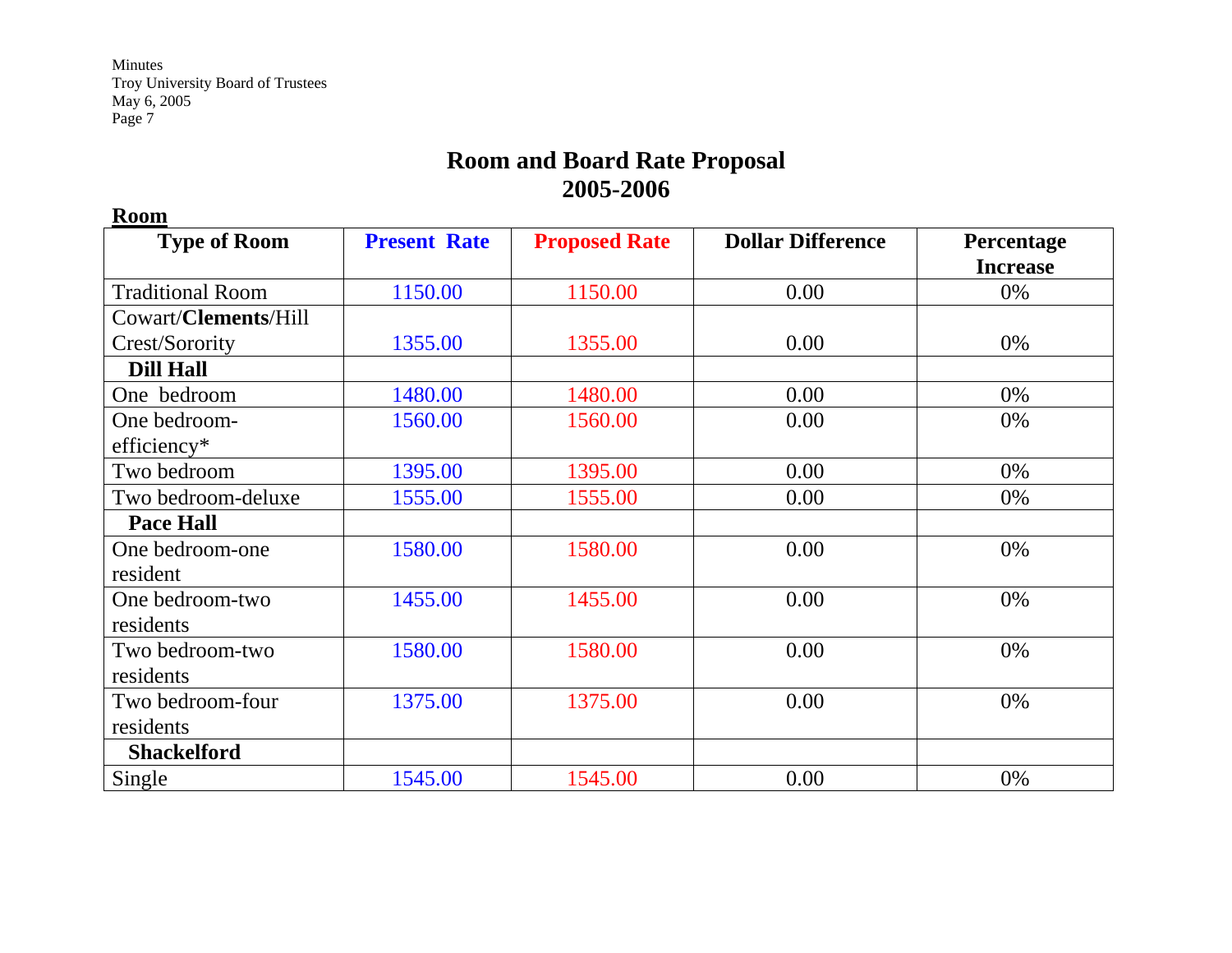# Room and Board Rate Proposal 2005-2006

**Room**

| Type of Room | Present Rate | Proposed Rate | Dollar Difference | Percentage Increase |
|---|---|---|---|---|
| Traditional Room | 1150.00 | 1150.00 | 0.00 | 0% |
| Cowart/**Clements**/Hill Crest/Sorority | 1355.00 | 1355.00 | 0.00 | 0% |
| **Dill Hall** | | | | |
| One bedroom | 1480.00 | 1480.00 | 0.00 | 0% |
| One bedroom-efficiency* | 1560.00 | 1560.00 | 0.00 | 0% |
| Two bedroom | 1395.00 | 1395.00 | 0.00 | 0% |
| Two bedroom-deluxe | 1555.00 | 1555.00 | 0.00 | 0% |
| **Pace Hall** | | | | |
| One bedroom-one resident | 1580.00 | 1580.00 | 0.00 | 0% |
| One bedroom-two residents | 1455.00 | 1455.00 | 0.00 | 0% |
| Two bedroom-two residents | 1580.00 | 1580.00 | 0.00 | 0% |
| Two bedroom-four residents | 1375.00 | 1375.00 | 0.00 | 0% |
| **Shackelford** | | | | |
| Single | 1545.00 | 1545.00 | 0.00 | 0% |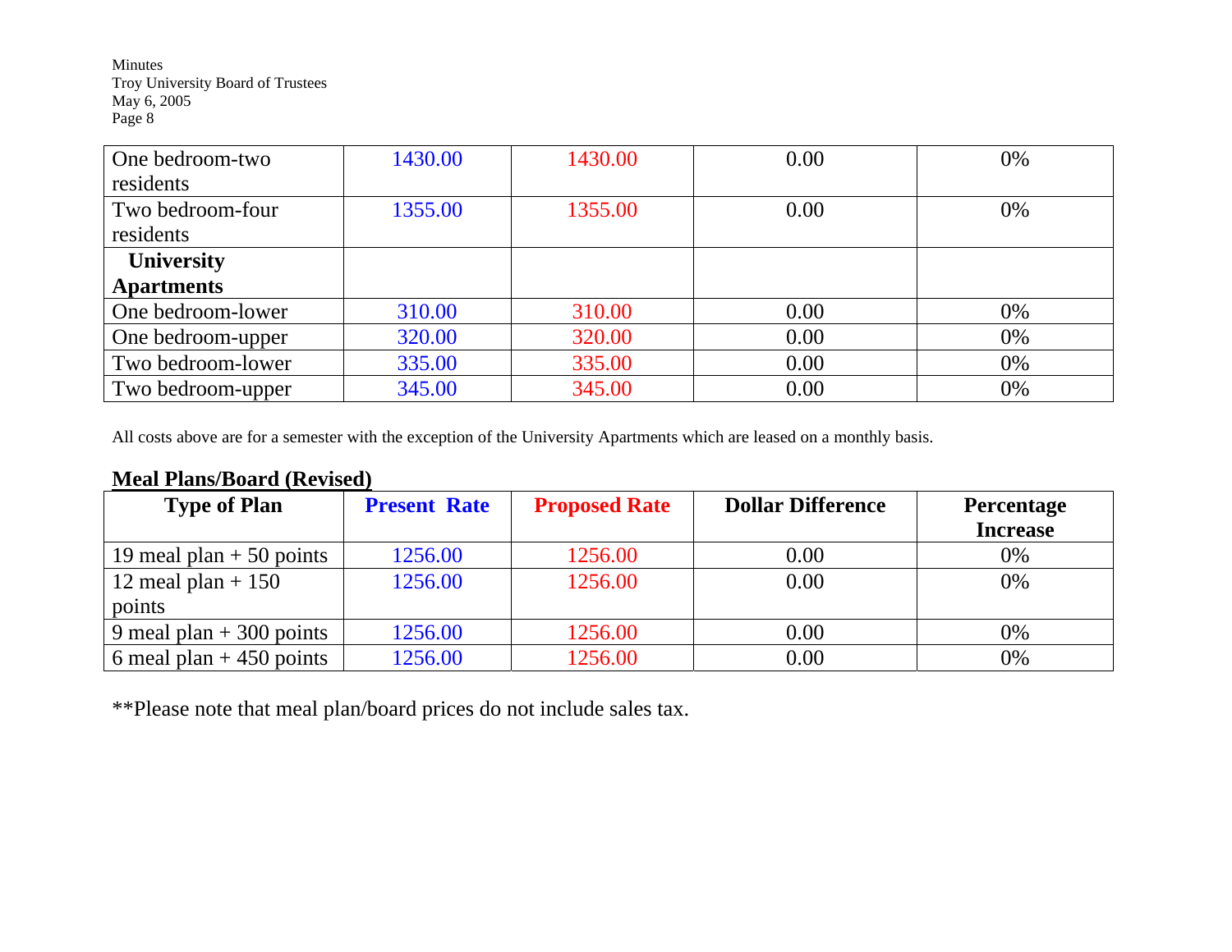| | | | | |
|---|---|---|---|---|
| One bedroom-two residents | 1430.00 | 1430.00 | 0.00 | 0% |
| Two bedroom-four residents | 1355.00 | 1355.00 | 0.00 | 0% |
| **University Apartments** | | | | |
| One bedroom-lower | 310.00 | 310.00 | 0.00 | 0% |
| One bedroom-upper | 320.00 | 320.00 | 0.00 | 0% |
| Two bedroom-lower | 335.00 | 335.00 | 0.00 | 0% |
| Two bedroom-upper | 345.00 | 345.00 | 0.00 | 0% |

All costs above are for a semester with the exception of the University Apartments which are leased on a monthly basis.

## Meal Plans/Board (Revised)

| Type of Plan | Present Rate | Proposed Rate | Dollar Difference | Percentage Increase |
|---|---|---|---|---|
| 19 meal plan + 50 points | 1256.00 | 1256.00 | 0.00 | 0% |
| 12 meal plan + 150 points | 1256.00 | 1256.00 | 0.00 | 0% |
| 9 meal plan + 300 points | 1256.00 | 1256.00 | 0.00 | 0% |
| 6 meal plan + 450 points | 1256.00 | 1256.00 | 0.00 | 0% |

**Please note that meal plan/board prices do not include sales tax.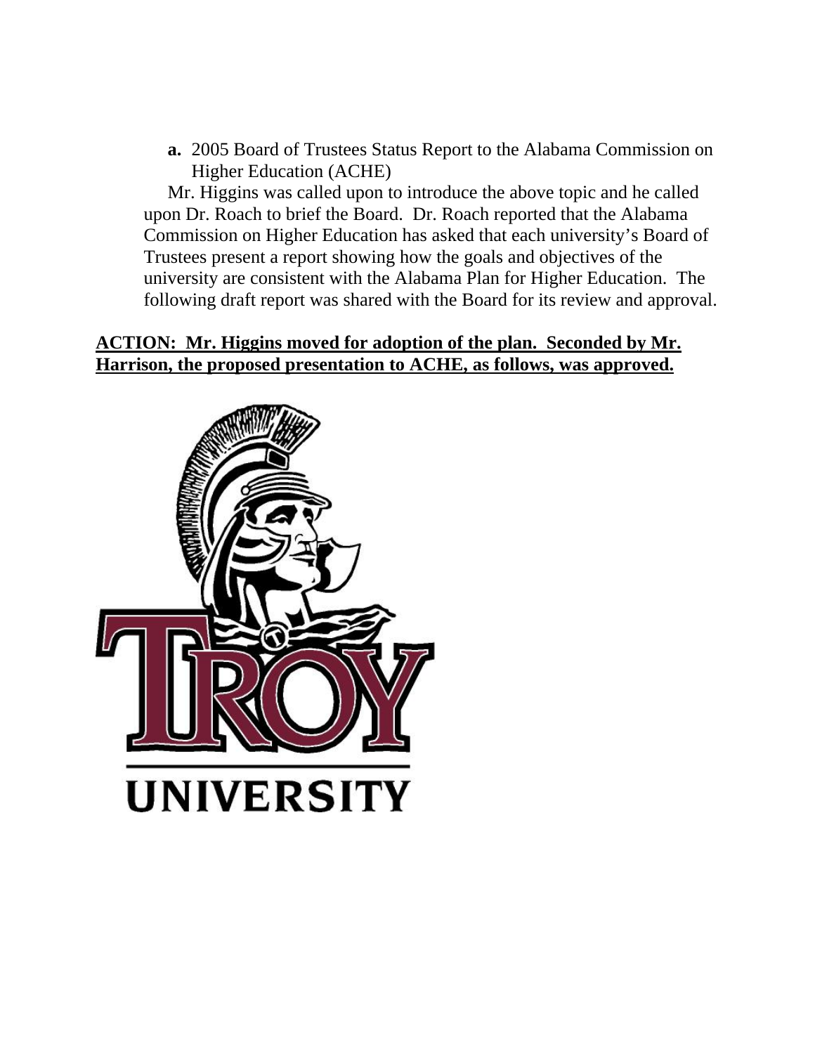**a.** 2005 Board of Trustees Status Report to the Alabama Commission on Higher Education (ACHE)

Mr. Higgins was called upon to introduce the above topic and he called upon Dr. Roach to brief the Board. Dr. Roach reported that the Alabama Commission on Higher Education has asked that each university's Board of Trustees present a report showing how the goals and objectives of the university are consistent with the Alabama Plan for Higher Education. The following draft report was shared with the Board for its review and approval.

**ACTION: Mr. Higgins moved for adoption of the plan. Seconded by Mr. Harrison, the proposed presentation to ACHE, as follows, was approved.**

TROY

UNIVERSITY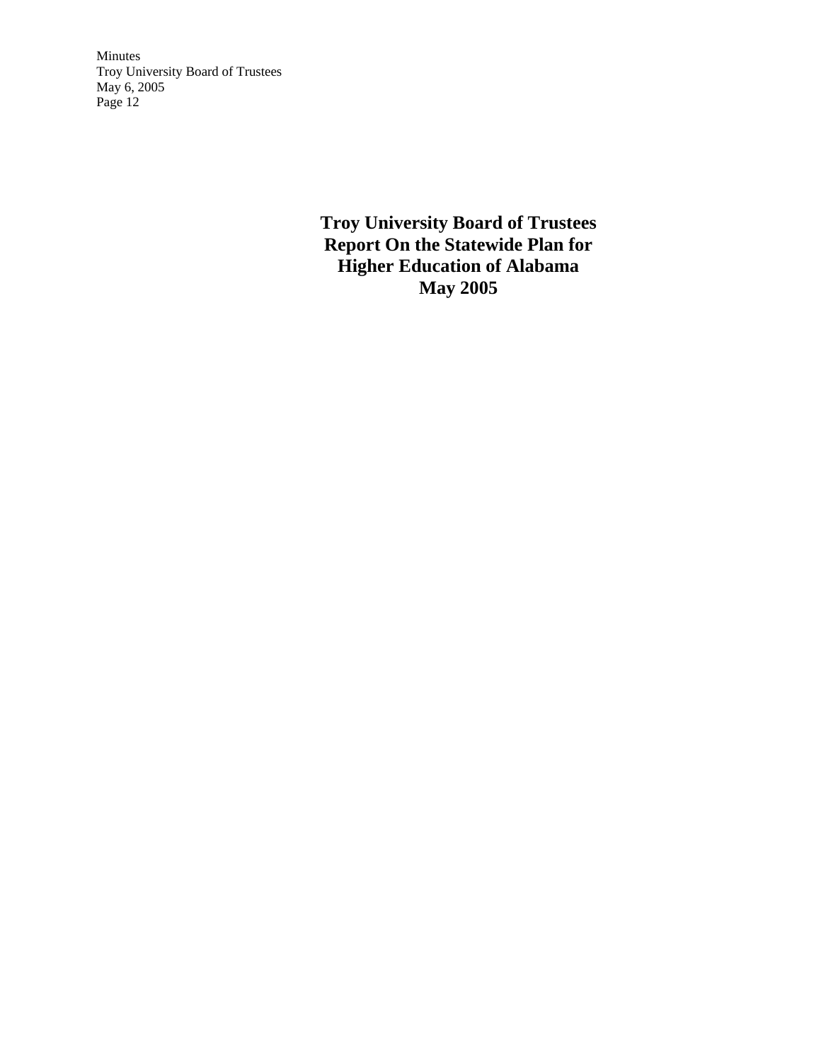# Troy University Board of Trustees Report On the Statewide Plan for Higher Education of Alabama May 2005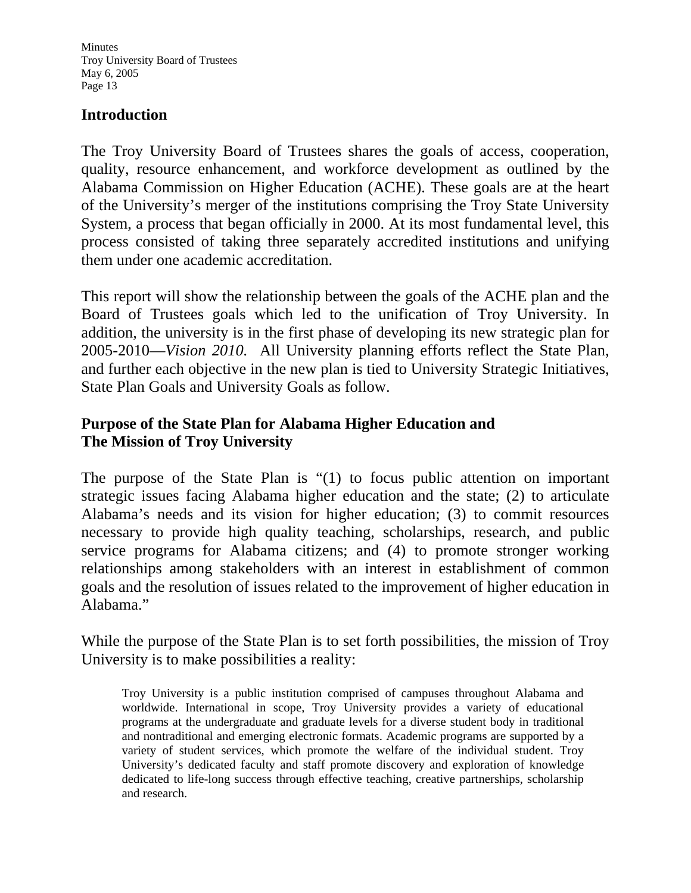## Introduction

The Troy University Board of Trustees shares the goals of access, cooperation, quality, resource enhancement, and workforce development as outlined by the Alabama Commission on Higher Education (ACHE). These goals are at the heart of the University's merger of the institutions comprising the Troy State University System, a process that began officially in 2000. At its most fundamental level, this process consisted of taking three separately accredited institutions and unifying them under one academic accreditation.

This report will show the relationship between the goals of the ACHE plan and the Board of Trustees goals which led to the unification of Troy University. In addition, the university is in the first phase of developing its new strategic plan for 2005-2010—*Vision 2010.* All University planning efforts reflect the State Plan, and further each objective in the new plan is tied to University Strategic Initiatives, State Plan Goals and University Goals as follow.

## Purpose of the State Plan for Alabama Higher Education and The Mission of Troy University

The purpose of the State Plan is "(1) to focus public attention on important strategic issues facing Alabama higher education and the state; (2) to articulate Alabama's needs and its vision for higher education; (3) to commit resources necessary to provide high quality teaching, scholarships, research, and public service programs for Alabama citizens; and (4) to promote stronger working relationships among stakeholders with an interest in establishment of common goals and the resolution of issues related to the improvement of higher education in Alabama."

While the purpose of the State Plan is to set forth possibilities, the mission of Troy University is to make possibilities a reality:

> Troy University is a public institution comprised of campuses throughout Alabama and worldwide. International in scope, Troy University provides a variety of educational programs at the undergraduate and graduate levels for a diverse student body in traditional and nontraditional and emerging electronic formats. Academic programs are supported by a variety of student services, which promote the welfare of the individual student. Troy University's dedicated faculty and staff promote discovery and exploration of knowledge dedicated to life-long success through effective teaching, creative partnerships, scholarship and research.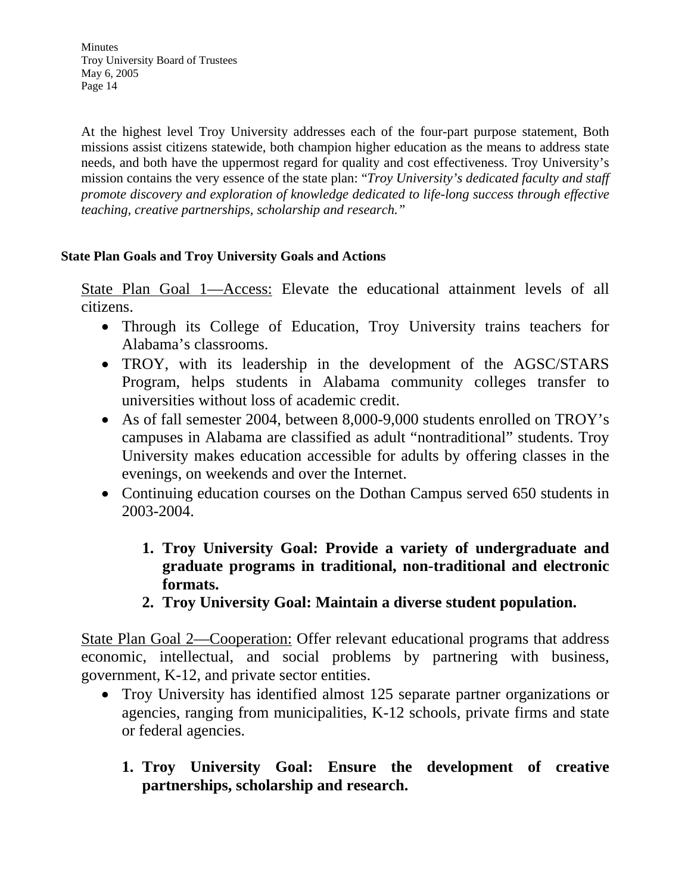At the highest level Troy University addresses each of the four-part purpose statement, Both missions assist citizens statewide, both champion higher education as the means to address state needs, and both have the uppermost regard for quality and cost effectiveness. Troy University's mission contains the very essence of the state plan: "*Troy University's dedicated faculty and staff promote discovery and exploration of knowledge dedicated to life-long success through effective teaching, creative partnerships, scholarship and research.*"

**State Plan Goals and Troy University Goals and Actions**

<u>State Plan Goal 1—Access:</u> Elevate the educational attainment levels of all citizens.

- Through its College of Education, Troy University trains teachers for Alabama's classrooms.
- TROY, with its leadership in the development of the AGSC/STARS Program, helps students in Alabama community colleges transfer to universities without loss of academic credit.
- As of fall semester 2004, between 8,000-9,000 students enrolled on TROY's campuses in Alabama are classified as adult "nontraditional" students. Troy University makes education accessible for adults by offering classes in the evenings, on weekends and over the Internet.
- Continuing education courses on the Dothan Campus served 650 students in 2003-2004.

1. **Troy University Goal: Provide a variety of undergraduate and graduate programs in traditional, non-traditional and electronic formats.**
2. **Troy University Goal: Maintain a diverse student population.**

<u>State Plan Goal 2—Cooperation:</u> Offer relevant educational programs that address economic, intellectual, and social problems by partnering with business, government, K-12, and private sector entities.

- Troy University has identified almost 125 separate partner organizations or agencies, ranging from municipalities, K-12 schools, private firms and state or federal agencies.

1. **Troy University Goal: Ensure the development of creative partnerships, scholarship and research.**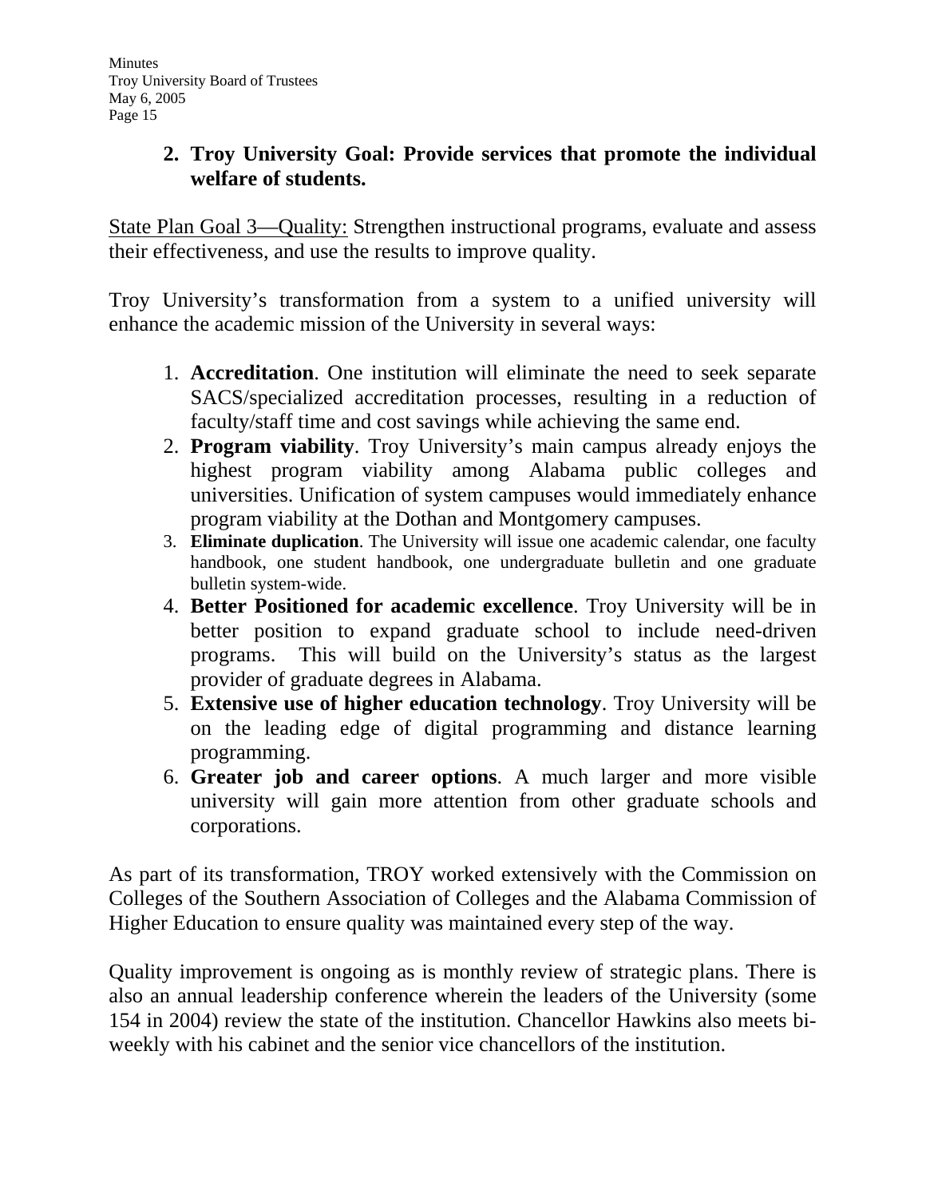2. **Troy University Goal: Provide services that promote the individual welfare of students.**

State Plan Goal 3—Quality: Strengthen instructional programs, evaluate and assess their effectiveness, and use the results to improve quality.

Troy University's transformation from a system to a unified university will enhance the academic mission of the University in several ways:

1. **Accreditation**. One institution will eliminate the need to seek separate SACS/specialized accreditation processes, resulting in a reduction of faculty/staff time and cost savings while achieving the same end.
2. **Program viability**. Troy University's main campus already enjoys the highest program viability among Alabama public colleges and universities. Unification of system campuses would immediately enhance program viability at the Dothan and Montgomery campuses.
3. **Eliminate duplication**. The University will issue one academic calendar, one faculty handbook, one student handbook, one undergraduate bulletin and one graduate bulletin system-wide.
4. **Better Positioned for academic excellence**. Troy University will be in better position to expand graduate school to include need-driven programs. This will build on the University's status as the largest provider of graduate degrees in Alabama.
5. **Extensive use of higher education technology**. Troy University will be on the leading edge of digital programming and distance learning programming.
6. **Greater job and career options**. A much larger and more visible university will gain more attention from other graduate schools and corporations.

As part of its transformation, TROY worked extensively with the Commission on Colleges of the Southern Association of Colleges and the Alabama Commission of Higher Education to ensure quality was maintained every step of the way.

Quality improvement is ongoing as is monthly review of strategic plans. There is also an annual leadership conference wherein the leaders of the University (some 154 in 2004) review the state of the institution. Chancellor Hawkins also meets bi-weekly with his cabinet and the senior vice chancellors of the institution.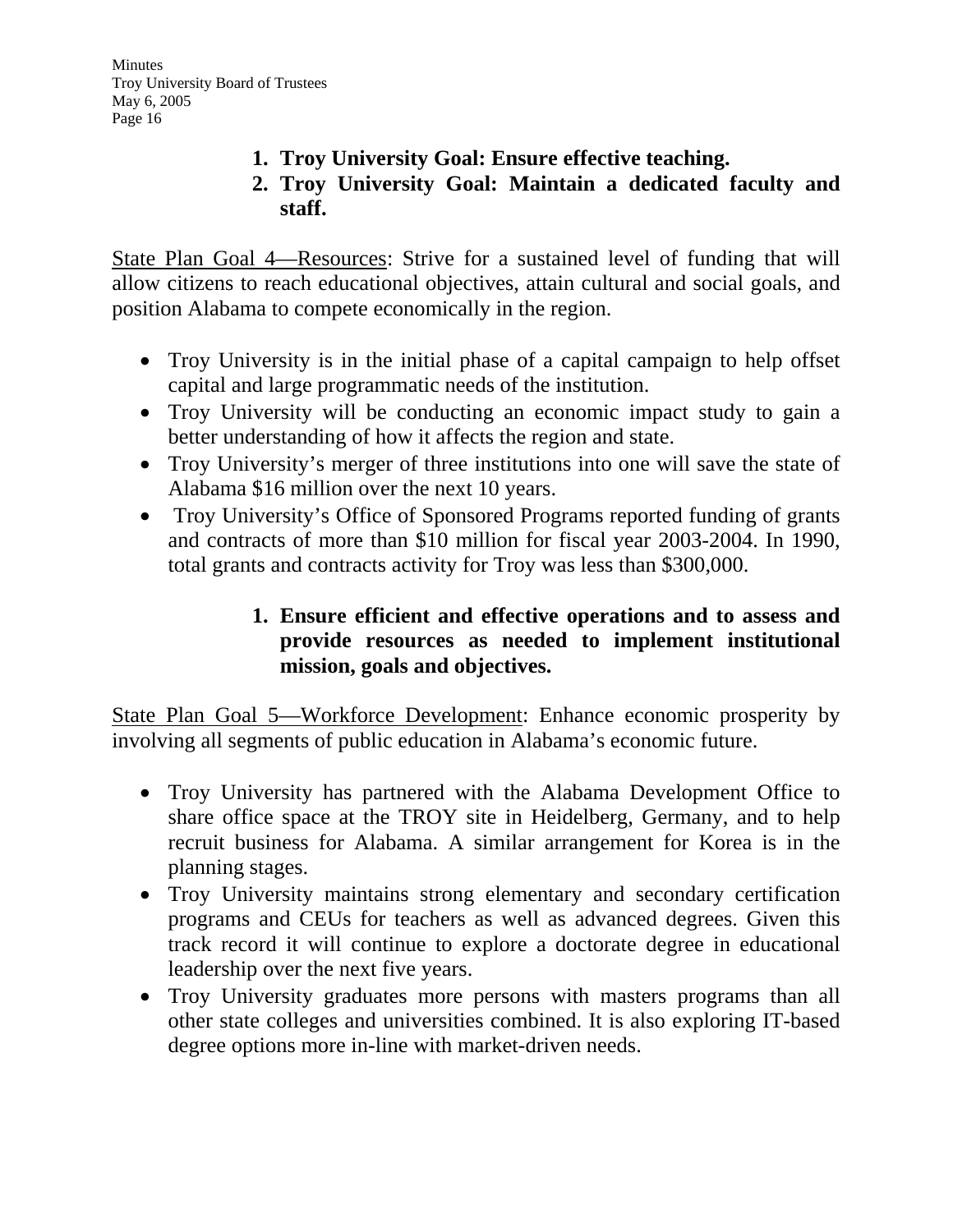1. **Troy University Goal: Ensure effective teaching.**
2. **Troy University Goal: Maintain a dedicated faculty and staff.**

<u>State Plan Goal 4—Resources</u>: Strive for a sustained level of funding that will allow citizens to reach educational objectives, attain cultural and social goals, and position Alabama to compete economically in the region.

- Troy University is in the initial phase of a capital campaign to help offset capital and large programmatic needs of the institution.
- Troy University will be conducting an economic impact study to gain a better understanding of how it affects the region and state.
- Troy University's merger of three institutions into one will save the state of Alabama $16 million over the next 10 years.
- Troy University's Office of Sponsored Programs reported funding of grants and contracts of more than $10 million for fiscal year 2003-2004. In 1990, total grants and contracts activity for Troy was less than $300,000.

1. **Ensure efficient and effective operations and to assess and provide resources as needed to implement institutional mission, goals and objectives.**

<u>State Plan Goal 5—Workforce Development</u>: Enhance economic prosperity by involving all segments of public education in Alabama's economic future.

- Troy University has partnered with the Alabama Development Office to share office space at the TROY site in Heidelberg, Germany, and to help recruit business for Alabama. A similar arrangement for Korea is in the planning stages.
- Troy University maintains strong elementary and secondary certification programs and CEUs for teachers as well as advanced degrees. Given this track record it will continue to explore a doctorate degree in educational leadership over the next five years.
- Troy University graduates more persons with masters programs than all other state colleges and universities combined. It is also exploring IT-based degree options more in-line with market-driven needs.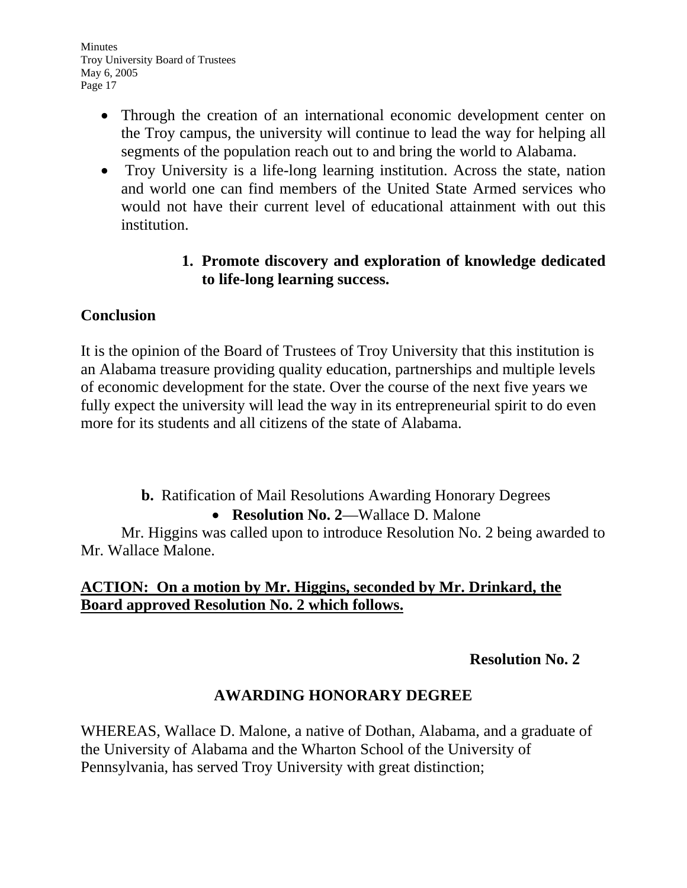- Through the creation of an international economic development center on the Troy campus, the university will continue to lead the way for helping all segments of the population reach out to and bring the world to Alabama.
- Troy University is a life-long learning institution. Across the state, nation and world one can find members of the United State Armed services who would not have their current level of educational attainment with out this institution.

1. **Promote discovery and exploration of knowledge dedicated to life-long learning success.**

**Conclusion**

It is the opinion of the Board of Trustees of Troy University that this institution is an Alabama treasure providing quality education, partnerships and multiple levels of economic development for the state. Over the course of the next five years we fully expect the university will lead the way in its entrepreneurial spirit to do even more for its students and all citizens of the state of Alabama.

**b.** Ratification of Mail Resolutions Awarding Honorary Degrees

- **Resolution No. 2**—Wallace D. Malone

Mr. Higgins was called upon to introduce Resolution No. 2 being awarded to Mr. Wallace Malone.

**ACTION: On a motion by Mr. Higgins, seconded by Mr. Drinkard, the Board approved Resolution No. 2 which follows.**

**Resolution No. 2**

**AWARDING HONORARY DEGREE**

WHEREAS, Wallace D. Malone, a native of Dothan, Alabama, and a graduate of the University of Alabama and the Wharton School of the University of Pennsylvania, has served Troy University with great distinction;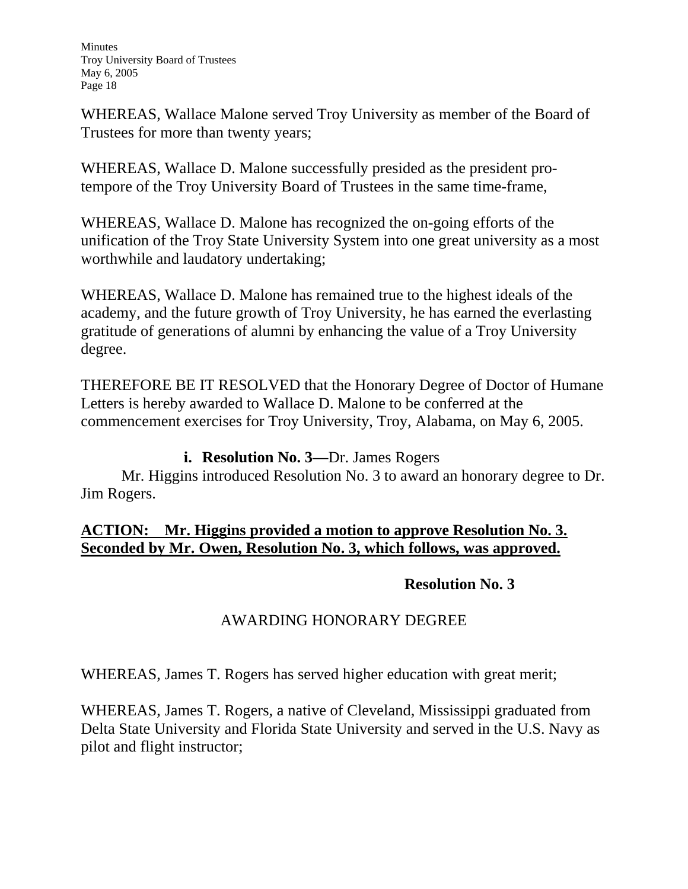WHEREAS, Wallace Malone served Troy University as member of the Board of Trustees for more than twenty years;

WHEREAS, Wallace D. Malone successfully presided as the president pro-tempore of the Troy University Board of Trustees in the same time-frame,

WHEREAS, Wallace D. Malone has recognized the on-going efforts of the unification of the Troy State University System into one great university as a most worthwhile and laudatory undertaking;

WHEREAS, Wallace D. Malone has remained true to the highest ideals of the academy, and the future growth of Troy University, he has earned the everlasting gratitude of generations of alumni by enhancing the value of a Troy University degree.

THEREFORE BE IT RESOLVED that the Honorary Degree of Doctor of Humane Letters is hereby awarded to Wallace D. Malone to be conferred at the commencement exercises for Troy University, Troy, Alabama, on May 6, 2005.

i. **Resolution No. 3—**Dr. James Rogers

Mr. Higgins introduced Resolution No. 3 to award an honorary degree to Dr. Jim Rogers.

**ACTION: Mr. Higgins provided a motion to approve Resolution No. 3. Seconded by Mr. Owen, Resolution No. 3, which follows, was approved.**

**Resolution No. 3**

AWARDING HONORARY DEGREE

WHEREAS, James T. Rogers has served higher education with great merit;

WHEREAS, James T. Rogers, a native of Cleveland, Mississippi graduated from Delta State University and Florida State University and served in the U.S. Navy as pilot and flight instructor;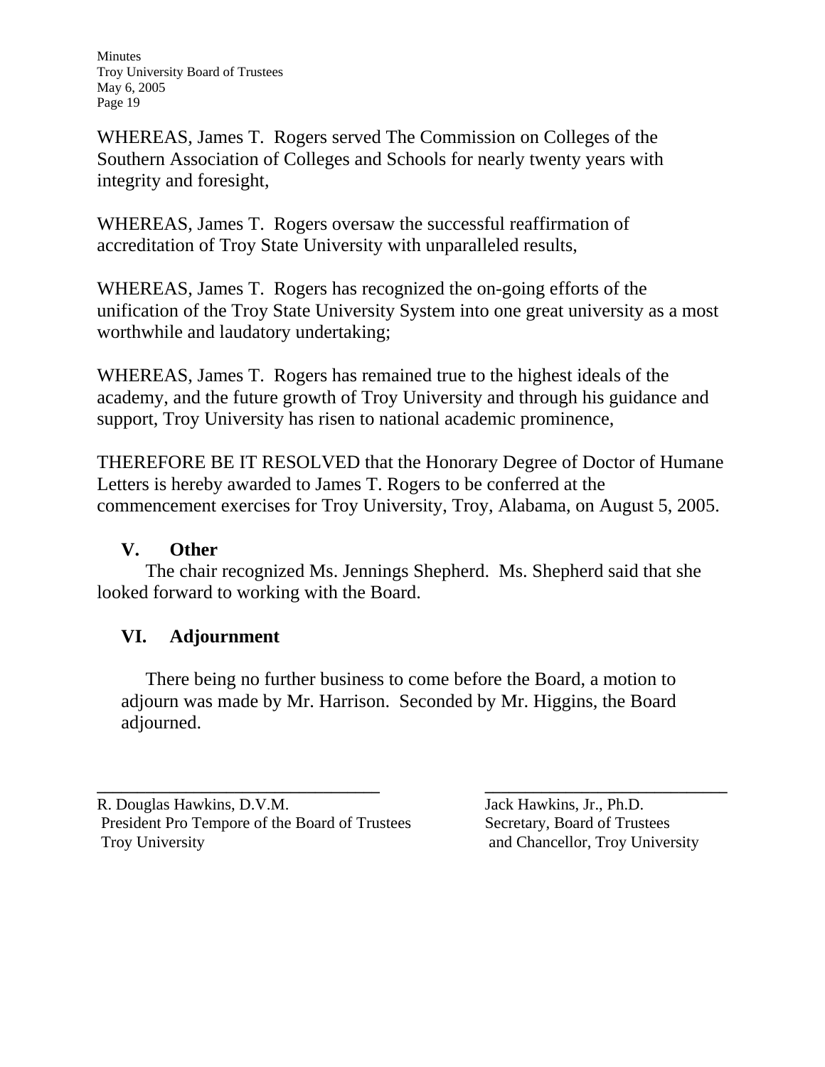WHEREAS, James T. Rogers served The Commission on Colleges of the Southern Association of Colleges and Schools for nearly twenty years with integrity and foresight,

WHEREAS, James T. Rogers oversaw the successful reaffirmation of accreditation of Troy State University with unparalleled results,

WHEREAS, James T. Rogers has recognized the on-going efforts of the unification of the Troy State University System into one great university as a most worthwhile and laudatory undertaking;

WHEREAS, James T. Rogers has remained true to the highest ideals of the academy, and the future growth of Troy University and through his guidance and support, Troy University has risen to national academic prominence,

THEREFORE BE IT RESOLVED that the Honorary Degree of Doctor of Humane Letters is hereby awarded to James T. Rogers to be conferred at the commencement exercises for Troy University, Troy, Alabama, on August 5, 2005.

## V. Other

The chair recognized Ms. Jennings Shepherd. Ms. Shepherd said that she looked forward to working with the Board.

## VI. Adjournment

There being no further business to come before the Board, a motion to adjourn was made by Mr. Harrison. Seconded by Mr. Higgins, the Board adjourned.

\_\_\_\_\_\_\_\_\_\_\_\_\_\_\_\_\_\_\_\_\_\_\_\_\_\_\_\_\_\_\_\_
R. Douglas Hawkins, D.V.M.
President Pro Tempore of the Board of Trustees
Troy University

\_\_\_\_\_\_\_\_\_\_\_\_\_\_\_\_\_\_\_\_\_\_\_\_\_\_\_\_\_\_\_\_
Jack Hawkins, Jr., Ph.D.
Secretary, Board of Trustees
and Chancellor, Troy University